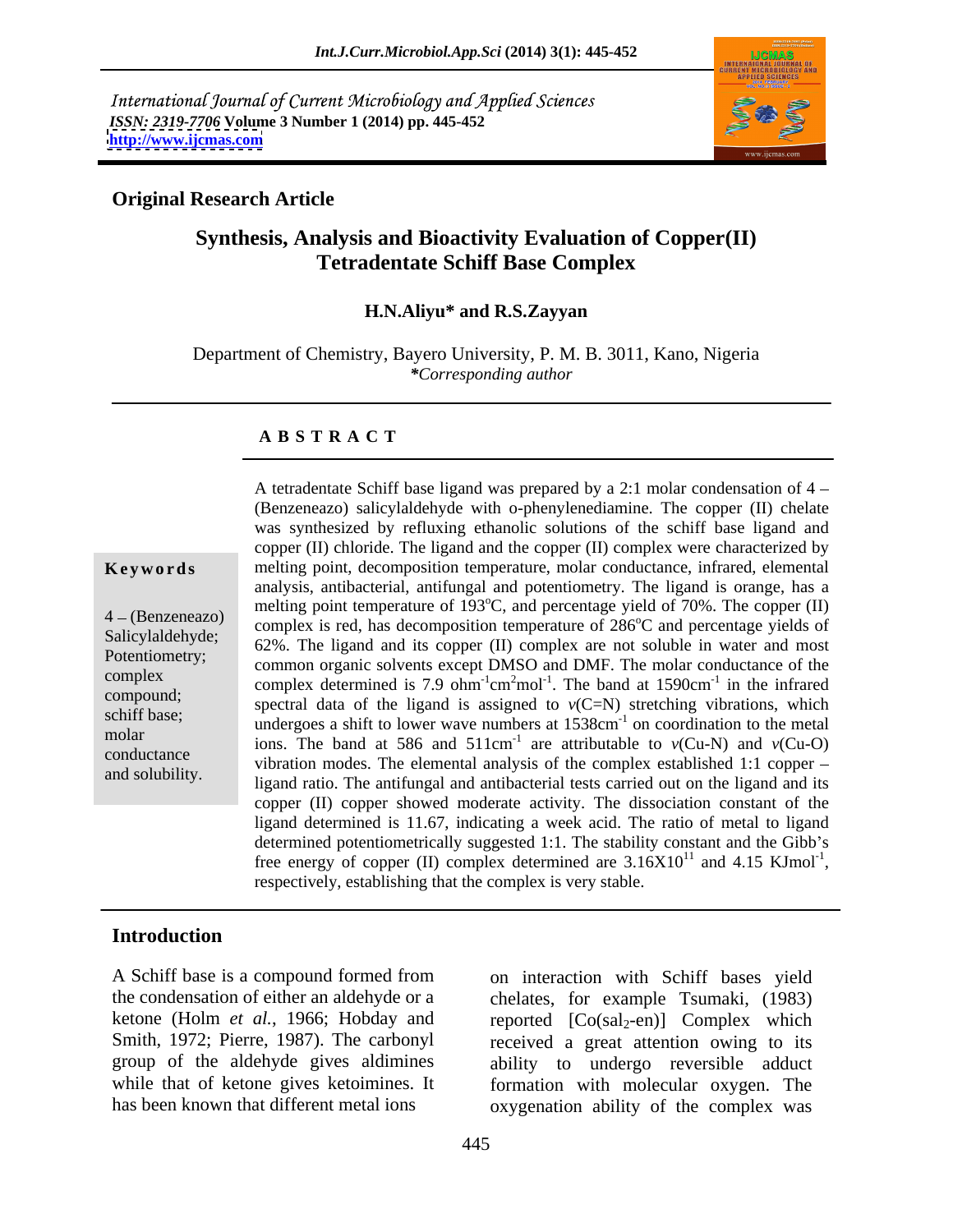International Journal of Current Microbiology and Applied Sciences
*ISSN: 2319-7706* **Volume 3 Number 1 (2014) pp. 445-452**
**http://www.ijcmas.com**

**Original Research Article**

# Synthesis, Analysis and Bioactivity Evaluation of Copper(II) Tetradentate Schiff Base Complex

**H.N.Aliyu\* and R.S.Zayyan**

Department of Chemistry, Bayero University, P. M. B. 3011, Kano, Nigeria
*\*Corresponding author*

## A B S T R A C T

**Keywords**

4 – (Benzeneazo) Salicylaldehyde; Potentiometry; complex compound; schiff base; molar conductance and solubility.

A tetradentate Schiff base ligand was prepared by a 2:1 molar condensation of 4 – (Benzeneazo) salicylaldehyde with o-phenylenediamine. The copper (II) chelate was synthesized by refluxing ethanolic solutions of the schiff base ligand and copper (II) chloride. The ligand and the copper (II) complex were characterized by melting point, decomposition temperature, molar conductance, infrared, elemental analysis, antibacterial, antifungal and potentiometry. The ligand is orange, has a melting point temperature of 193°C, and percentage yield of 70%. The copper (II) complex is red, has decomposition temperature of 286°C and percentage yields of 62%. The ligand and its copper (II) complex are not soluble in water and most common organic solvents except DMSO and DMF. The molar conductance of the complex determined is 7.9 $ohm^{-1}cm^{2}mol^{-1}$. The band at 1590$cm^{-1}$ in the infrared spectral data of the ligand is assigned to $v$(C=N) stretching vibrations, which undergoes a shift to lower wave numbers at 1538$cm^{-1}$ on coordination to the metal ions. The band at 586 and 511$cm^{-1}$ are attributable to $v$(Cu-N) and $v$(Cu-O) vibration modes. The elemental analysis of the complex established 1:1 copper – ligand ratio. The antifungal and antibacterial tests carried out on the ligand and its copper (II) copper showed moderate activity. The dissociation constant of the ligand determined is 11.67, indicating a week acid. The ratio of metal to ligand determined potentiometrically suggested 1:1. The stability constant and the Gibb's free energy of copper (II) complex determined are $3.16X10^{11}$ and 4.15 $KJmol^{-1}$, respectively, establishing that the complex is very stable.

## Introduction

A Schiff base is a compound formed from the condensation of either an aldehyde or a ketone (Holm *et al.*, 1966; Hobday and Smith, 1972; Pierre, 1987). The carbonyl group of the aldehyde gives aldimines while that of ketone gives ketoimines. It has been known that different metal ions on interaction with Schiff bases yield chelates, for example Tsumaki, (1983) reported [Co(sal$_2$-en)] Complex which received a great attention owing to its ability to undergo reversible adduct formation with molecular oxygen. The oxygenation ability of the complex was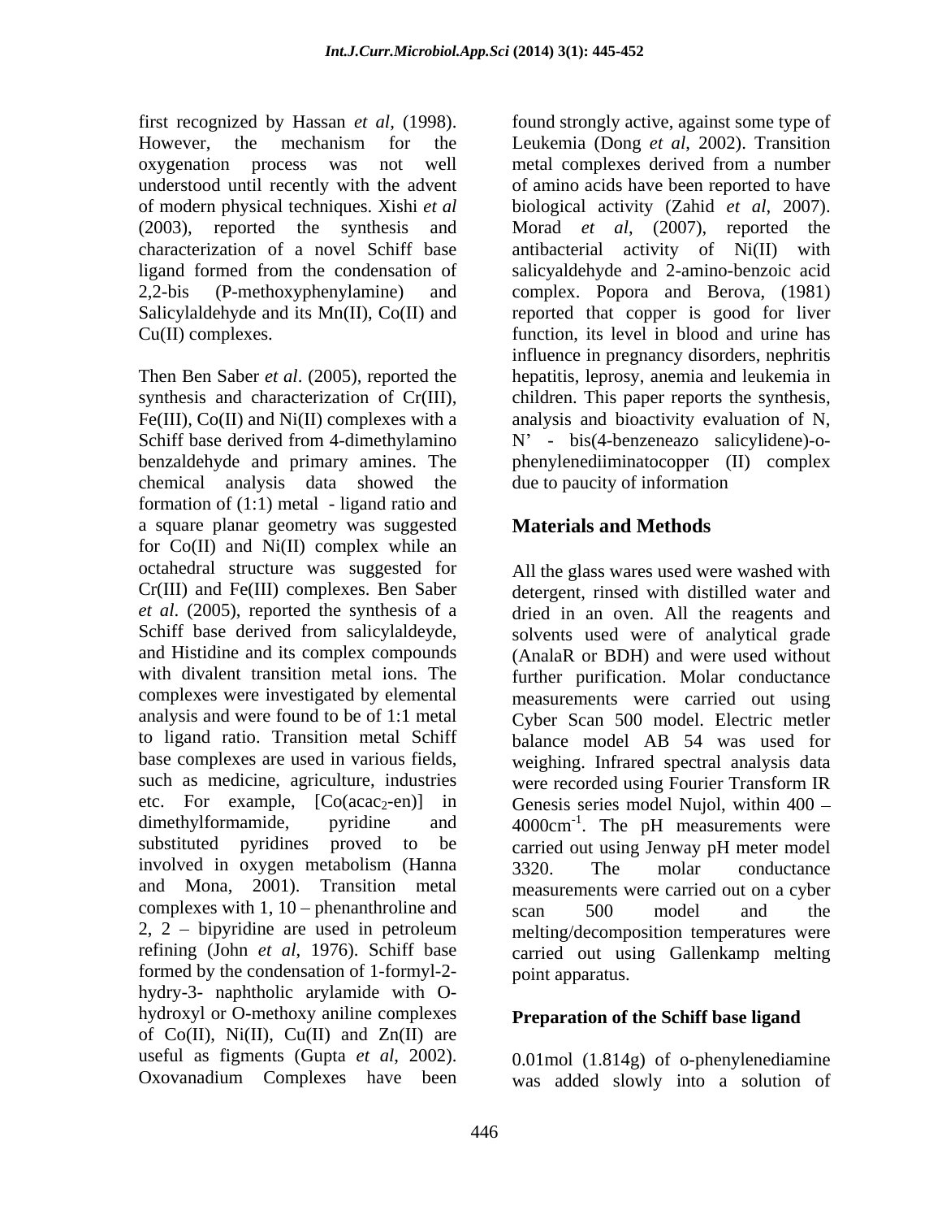first recognized by Hassan *et al*, (1998). However, the mechanism for the oxygenation process was not well understood until recently with the advent of modern physical techniques. Xishi *et al* (2003), reported the synthesis and characterization of a novel Schiff base ligand formed from the condensation of 2,2-bis (P-methoxyphenylamine) and Salicylaldehyde and its Mn(II), Co(II) and Cu(II) complexes.

Then Ben Saber *et al*. (2005), reported the synthesis and characterization of Cr(III), Fe(III), Co(II) and Ni(II) complexes with a Schiff base derived from 4-dimethylamino benzaldehyde and primary amines. The chemical analysis data showed the formation of (1:1) metal - ligand ratio and a square planar geometry was suggested for Co(II) and Ni(II) complex while an octahedral structure was suggested for Cr(III) and Fe(III) complexes. Ben Saber *et al*. (2005), reported the synthesis of a Schiff base derived from salicylaldeyde, and Histidine and its complex compounds with divalent transition metal ions. The complexes were investigated by elemental analysis and were found to be of 1:1 metal to ligand ratio. Transition metal Schiff base complexes are used in various fields, such as medicine, agriculture, industries etc. For example, [Co(acac$_2$-en)] in dimethylformamide, pyridine and substituted pyridines proved to be involved in oxygen metabolism (Hanna and Mona, 2001). Transition metal complexes with 1, 10 – phenanthroline and 2, 2 – bipyridine are used in petroleum refining (John *et al*, 1976). Schiff base formed by the condensation of 1-formyl-2-hydry-3- naphtholic arylamide with O-hydroxyl or O-methoxy aniline complexes of Co(II), Ni(II), Cu(II) and Zn(II) are useful as figments (Gupta *et al*, 2002). Oxovanadium Complexes have been found strongly active, against some type of Leukemia (Dong *et al*, 2002). Transition metal complexes derived from a number of amino acids have been reported to have biological activity (Zahid *et al*, 2007). Morad *et al*, (2007), reported the antibacterial activity of Ni(II) with salicyaldehyde and 2-amino-benzoic acid complex. Popora and Berova, (1981) reported that copper is good for liver function, its level in blood and urine has influence in pregnancy disorders, nephritis hepatitis, leprosy, anemia and leukemia in children. This paper reports the synthesis, analysis and bioactivity evaluation of N, N' - bis(4-benzeneazo salicylidene)-o-phenylenediiminatocopper (II) complex due to paucity of information

## Materials and Methods

All the glass wares used were washed with detergent, rinsed with distilled water and dried in an oven. All the reagents and solvents used were of analytical grade (AnalaR or BDH) and were used without further purification. Molar conductance measurements were carried out using Cyber Scan 500 model. Electric metler balance model AB 54 was used for weighing. Infrared spectral analysis data were recorded using Fourier Transform IR Genesis series model Nujol, within 400 – 4000cm$^{-1}$. The pH measurements were carried out using Jenway pH meter model 3320. The molar conductance measurements were carried out on a cyber scan 500 model and the melting/decomposition temperatures were carried out using Gallenkamp melting point apparatus.

### Preparation of the Schiff base ligand

0.01mol (1.814g) of o-phenylenediamine was added slowly into a solution of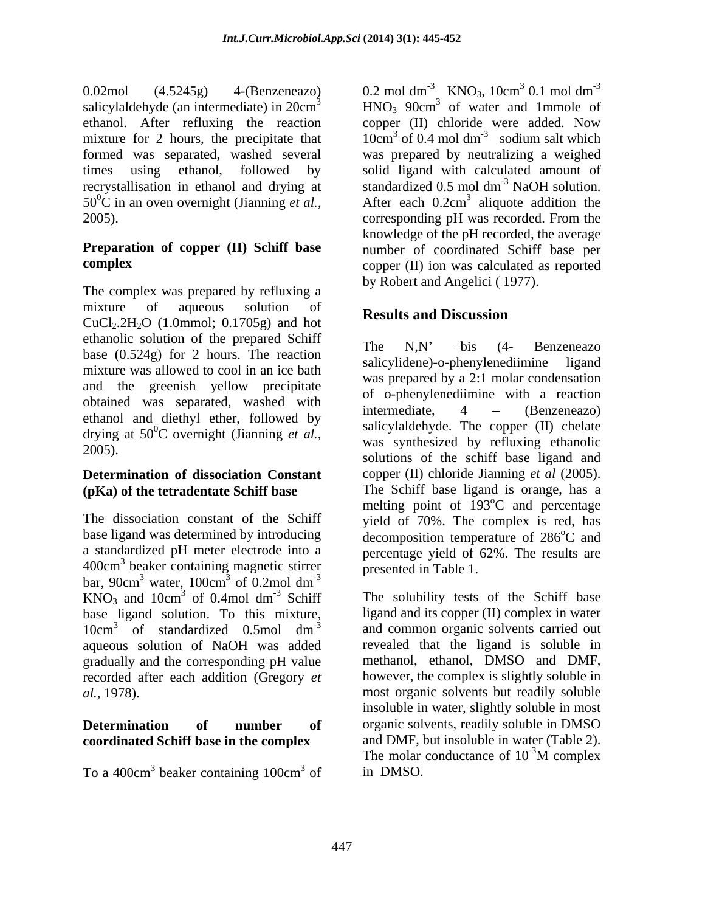0.02mol (4.5245g) 4-(Benzeneazo) salicylaldehyde (an intermediate) in $20cm^3$ ethanol. After refluxing the reaction mixture for 2 hours, the precipitate that formed was separated, washed several times using ethanol, followed by recrystallisation in ethanol and drying at $50^0C$ in an oven overnight (Jianning *et al.*, 2005).

**Preparation of copper (II) Schiff base complex**

The complex was prepared by refluxing a mixture of aqueous solution of $CuCl_2.2H_2O$ (1.0mmol; 0.1705g) and hot ethanolic solution of the prepared Schiff base (0.524g) for 2 hours. The reaction mixture was allowed to cool in an ice bath and the greenish yellow precipitate obtained was separated, washed with ethanol and diethyl ether, followed by drying at $50^0C$ overnight (Jianning *et al.*, 2005).

**Determination of dissociation Constant (pKa) of the tetradentate Schiff base**

The dissociation constant of the Schiff base ligand was determined by introducing a standardized pH meter electrode into a $400cm^3$ beaker containing magnetic stirrer bar, $90cm^3$ water, $100cm^3$ of 0.2mol $dm^{-3}$ $KNO_3$ and $10cm^3$ of 0.4mol $dm^{-3}$ Schiff base ligand solution. To this mixture, $10cm^3$ of standardized 0.5mol $dm^{-3}$ aqueous solution of NaOH was added gradually and the corresponding pH value recorded after each addition (Gregory *et al.*, 1978).

**Determination of number of coordinated Schiff base in the complex**

To a $400cm^3$ beaker containing $100cm^3$ of 0.2 mol $dm^{-3}$ $KNO_3$, $10cm^3$ 0.1 mol $dm^{-3}$ $HNO_3$ $90cm^3$ of water and 1mmole of copper (II) chloride were added. Now $10cm^3$ of 0.4 mol $dm^{-3}$ sodium salt which was prepared by neutralizing a weighed solid ligand with calculated amount of standardized 0.5 mol $dm^{-3}$ NaOH solution. After each $0.2cm^3$ aliquote addition the corresponding pH was recorded. From the knowledge of the pH recorded, the average number of coordinated Schiff base per copper (II) ion was calculated as reported by Robert and Angelici ( 1977).

## Results and Discussion

The N,N' –bis (4- Benzeneazo salicylidene)-o-phenylenediimine ligand was prepared by a 2:1 molar condensation of o-phenylenediimine with a reaction intermediate, 4 – (Benzeneazo) salicylaldehyde. The copper (II) chelate was synthesized by refluxing ethanolic solutions of the schiff base ligand and copper (II) chloride Jianning *et al* (2005). The Schiff base ligand is orange, has a melting point of $193^oC$ and percentage yield of 70%. The complex is red, has decomposition temperature of $286^oC$ and percentage yield of 62%. The results are presented in Table 1.

The solubility tests of the Schiff base ligand and its copper (II) complex in water and common organic solvents carried out revealed that the ligand is soluble in methanol, ethanol, DMSO and DMF, however, the complex is slightly soluble in most organic solvents but readily soluble insoluble in water, slightly soluble in most organic solvents, readily soluble in DMSO and DMF, but insoluble in water (Table 2). The molar conductance of $10^{-3}$M complex in DMSO.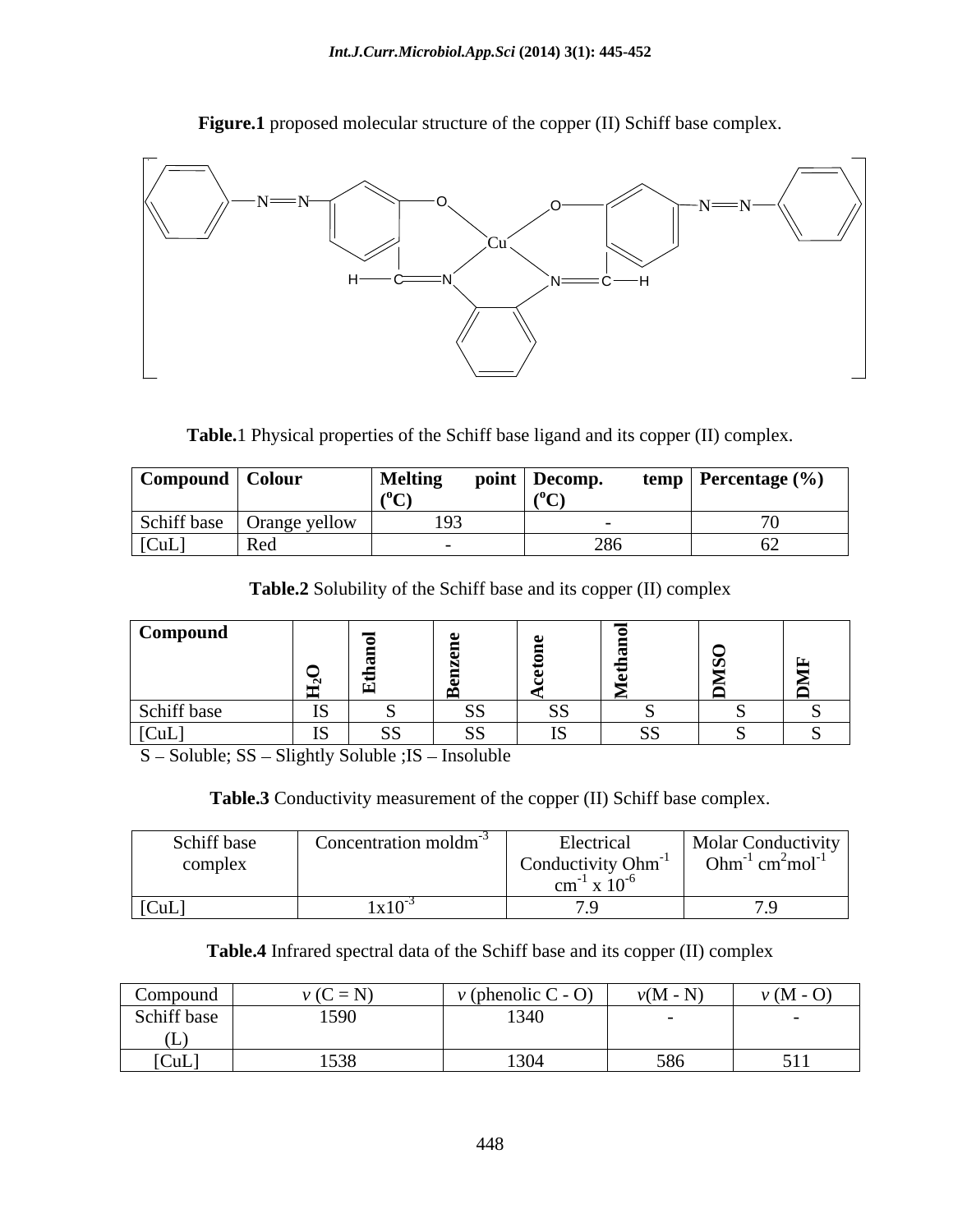**Figure.1** proposed molecular structure of the copper (II) Schiff base complex.

**Table.**1 Physical properties of the Schiff base ligand and its copper (II) complex.

| Compound | Colour | Melting point (°C) | Decomp. temp (°C) | Percentage (%) |
|---|---|---|---|---|
| Schiff base | Orange yellow | 193 | - | 70 |
| [CuL] | Red | - | 286 | 62 |

**Table.2** Solubility of the Schiff base and its copper (II) complex

| Compound | $H_2O$ | Ethanol | Benzene | Acetone | Methanol | DMSO | DMF |
|---|---|---|---|---|---|---|---|
| Schiff base | IS | S | SS | SS | S | S | S |
| [CuL] | IS | SS | SS | IS | SS | S | S |

S – Soluble; SS – Slightly Soluble ;IS – Insoluble

**Table.3** Conductivity measurement of the copper (II) Schiff base complex.

| Schiff base complex | Concentration moldm$^{-3}$ | Electrical Conductivity Ohm$^{-1}$ cm$^{-1}$ x $10^{-6}$ | Molar Conductivity Ohm$^{-1}$ cm$^2$mol$^{-1}$ |
|---|---|---|---|
| [CuL] | $1x10^{-3}$ | 7.9 | 7.9 |

**Table.4** Infrared spectral data of the Schiff base and its copper (II) complex

| Compound | $v$ (C = N) | $v$ (phenolic C - O) | $v$(M - N) | $v$ (M - O) |
|---|---|---|---|---|
| Schiff base (L) | 1590 | 1340 | - | - |
| [CuL] | 1538 | 1304 | 586 | 511 |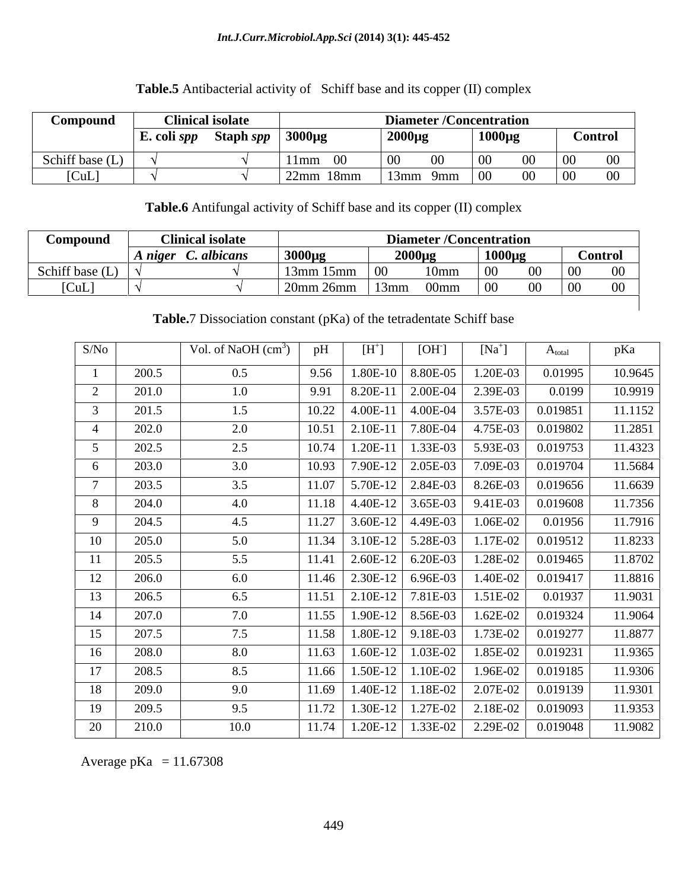**Table.5** Antibacterial activity of Schiff base and its copper (II) complex

| Compound | Clinical isolate | | Diameter /Concentration | | | | | | | |
|---|---|---|---|---|---|---|---|---|---|---|
| | *E. coli spp* | *Staph spp* | 3000µg | | 2000µg | | 1000µg | | Control | |
| Schiff base (L) | √ | √ | 11mm | 00 | 00 | 00 | 00 | 00 | 00 | 00 |
| [CuL] | √ | √ | 22mm | 18mm | 13mm | 9mm | 00 | 00 | 00 | 00 |

**Table.6** Antifungal activity of Schiff base and its copper (II) complex

| Compound | Clinical isolate | | Diameter /Concentration | | | | | | | |
|---|---|---|---|---|---|---|---|---|---|---|
| | *A niger* | *C. albicans* | 3000µg | | 2000µg | | 1000µg | | Control | |
| Schiff base (L) | √ | √ | 13mm | 15mm | 00 | 10mm | 00 | 00 | 00 | 00 |
| [CuL] | √ | √ | 20mm | 26mm | 13mm | 00mm | 00 | 00 | 00 | 00 |

**Table.**7 Dissociation constant (pKa) of the tetradentate Schiff base

| S/No | | Vol. of NaOH ($cm^3$) | pH | $[H^+]$ | $[OH^-]$ | $[Na^+]$ | $A_{total}$ | pKa |
|---|---|---|---|---|---|---|---|---|
| 1 | 200.5 | 0.5 | 9.56 | 1.80E-10 | 8.80E-05 | 1.20E-03 | 0.01995 | 10.9645 |
| 2 | 201.0 | 1.0 | 9.91 | 8.20E-11 | 2.00E-04 | 2.39E-03 | 0.0199 | 10.9919 |
| 3 | 201.5 | 1.5 | 10.22 | 4.00E-11 | 4.00E-04 | 3.57E-03 | 0.019851 | 11.1152 |
| 4 | 202.0 | 2.0 | 10.51 | 2.10E-11 | 7.80E-04 | 4.75E-03 | 0.019802 | 11.2851 |
| 5 | 202.5 | 2.5 | 10.74 | 1.20E-11 | 1.33E-03 | 5.93E-03 | 0.019753 | 11.4323 |
| 6 | 203.0 | 3.0 | 10.93 | 7.90E-12 | 2.05E-03 | 7.09E-03 | 0.019704 | 11.5684 |
| 7 | 203.5 | 3.5 | 11.07 | 5.70E-12 | 2.84E-03 | 8.26E-03 | 0.019656 | 11.6639 |
| 8 | 204.0 | 4.0 | 11.18 | 4.40E-12 | 3.65E-03 | 9.41E-03 | 0.019608 | 11.7356 |
| 9 | 204.5 | 4.5 | 11.27 | 3.60E-12 | 4.49E-03 | 1.06E-02 | 0.01956 | 11.7916 |
| 10 | 205.0 | 5.0 | 11.34 | 3.10E-12 | 5.28E-03 | 1.17E-02 | 0.019512 | 11.8233 |
| 11 | 205.5 | 5.5 | 11.41 | 2.60E-12 | 6.20E-03 | 1.28E-02 | 0.019465 | 11.8702 |
| 12 | 206.0 | 6.0 | 11.46 | 2.30E-12 | 6.96E-03 | 1.40E-02 | 0.019417 | 11.8816 |
| 13 | 206.5 | 6.5 | 11.51 | 2.10E-12 | 7.81E-03 | 1.51E-02 | 0.01937 | 11.9031 |
| 14 | 207.0 | 7.0 | 11.55 | 1.90E-12 | 8.56E-03 | 1.62E-02 | 0.019324 | 11.9064 |
| 15 | 207.5 | 7.5 | 11.58 | 1.80E-12 | 9.18E-03 | 1.73E-02 | 0.019277 | 11.8877 |
| 16 | 208.0 | 8.0 | 11.63 | 1.60E-12 | 1.03E-02 | 1.85E-02 | 0.019231 | 11.9365 |
| 17 | 208.5 | 8.5 | 11.66 | 1.50E-12 | 1.10E-02 | 1.96E-02 | 0.019185 | 11.9306 |
| 18 | 209.0 | 9.0 | 11.69 | 1.40E-12 | 1.18E-02 | 2.07E-02 | 0.019139 | 11.9301 |
| 19 | 209.5 | 9.5 | 11.72 | 1.30E-12 | 1.27E-02 | 2.18E-02 | 0.019093 | 11.9353 |
| 20 | 210.0 | 10.0 | 11.74 | 1.20E-12 | 1.33E-02 | 2.29E-02 | 0.019048 | 11.9082 |

Average pKa = 11.67308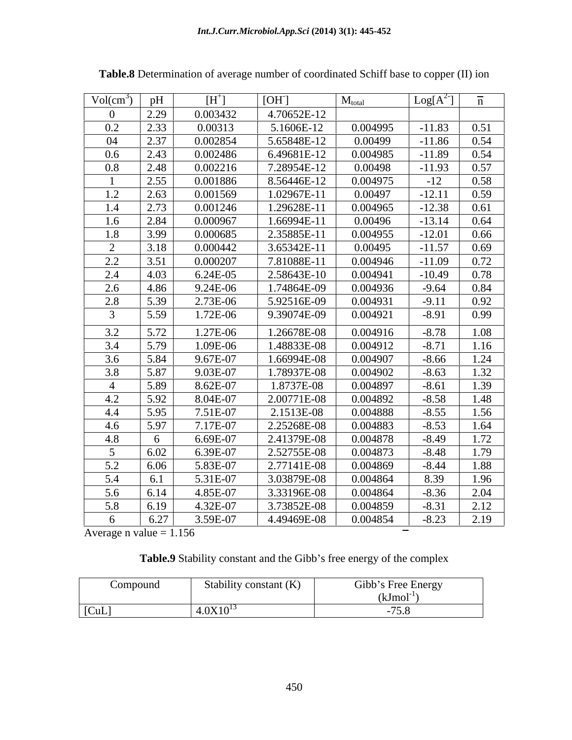**Table.8** Determination of average number of coordinated Schiff base to copper (II) ion

| Vol(cm$^3$) | pH | [H$^+$] | [OH$^-$] | $M_{total}$ | Log[A$^{2-}$] | $\bar{n}$ |
|---|---|---|---|---|---|---|
| 0 | 2.29 | 0.003432 | 4.70652E-12 | | | |
| 0.2 | 2.33 | 0.00313 | 5.1606E-12 | 0.004995 | -11.83 | 0.51 |
| 04 | 2.37 | 0.002854 | 5.65848E-12 | 0.00499 | -11.86 | 0.54 |
| 0.6 | 2.43 | 0.002486 | 6.49681E-12 | 0.004985 | -11.89 | 0.54 |
| 0.8 | 2.48 | 0.002216 | 7.28954E-12 | 0.00498 | -11.93 | 0.57 |
| 1 | 2.55 | 0.001886 | 8.56446E-12 | 0.004975 | -12 | 0.58 |
| 1.2 | 2.63 | 0.001569 | 1.02967E-11 | 0.00497 | -12.11 | 0.59 |
| 1.4 | 2.73 | 0.001246 | 1.29628E-11 | 0.004965 | -12.38 | 0.61 |
| 1.6 | 2.84 | 0.000967 | 1.66994E-11 | 0.00496 | -13.14 | 0.64 |
| 1.8 | 3.99 | 0.000685 | 2.35885E-11 | 0.004955 | -12.01 | 0.66 |
| 2 | 3.18 | 0.000442 | 3.65342E-11 | 0.00495 | -11.57 | 0.69 |
| 2.2 | 3.51 | 0.000207 | 7.81088E-11 | 0.004946 | -11.09 | 0.72 |
| 2.4 | 4.03 | 6.24E-05 | 2.58643E-10 | 0.004941 | -10.49 | 0.78 |
| 2.6 | 4.86 | 9.24E-06 | 1.74864E-09 | 0.004936 | -9.64 | 0.84 |
| 2.8 | 5.39 | 2.73E-06 | 5.92516E-09 | 0.004931 | -9.11 | 0.92 |
| 3 | 5.59 | 1.72E-06 | 9.39074E-09 | 0.004921 | -8.91 | 0.99 |
| 3.2 | 5.72 | 1.27E-06 | 1.26678E-08 | 0.004916 | -8.78 | 1.08 |
| 3.4 | 5.79 | 1.09E-06 | 1.48833E-08 | 0.004912 | -8.71 | 1.16 |
| 3.6 | 5.84 | 9.67E-07 | 1.66994E-08 | 0.004907 | -8.66 | 1.24 |
| 3.8 | 5.87 | 9.03E-07 | 1.78937E-08 | 0.004902 | -8.63 | 1.32 |
| 4 | 5.89 | 8.62E-07 | 1.8737E-08 | 0.004897 | -8.61 | 1.39 |
| 4.2 | 5.92 | 8.04E-07 | 2.00771E-08 | 0.004892 | -8.58 | 1.48 |
| 4.4 | 5.95 | 7.51E-07 | 2.1513E-08 | 0.004888 | -8.55 | 1.56 |
| 4.6 | 5.97 | 7.17E-07 | 2.25268E-08 | 0.004883 | -8.53 | 1.64 |
| 4.8 | 6 | 6.69E-07 | 2.41379E-08 | 0.004878 | -8.49 | 1.72 |
| 5 | 6.02 | 6.39E-07 | 2.52755E-08 | 0.004873 | -8.48 | 1.79 |
| 5.2 | 6.06 | 5.83E-07 | 2.77141E-08 | 0.004869 | -8.44 | 1.88 |
| 5.4 | 6.1 | 5.31E-07 | 3.03879E-08 | 0.004864 | 8.39 | 1.96 |
| 5.6 | 6.14 | 4.85E-07 | 3.33196E-08 | 0.004864 | -8.36 | 2.04 |
| 5.8 | 6.19 | 4.32E-07 | 3.73852E-08 | 0.004859 | -8.31 | 2.12 |
| 6 | 6.27 | 3.59E-07 | 4.49469E-08 | 0.004854 | -8.23 | 2.19 |

Average $\bar{n}$ value = 1.156

**Table.9** Stability constant and the Gibb's free energy of the complex

| Compound | Stability constant (K) | Gibb's Free Energy (kJmol$^{-1}$) |
|---|---|---|
| [CuL] | $4.0X10^{13}$ | -75.8 |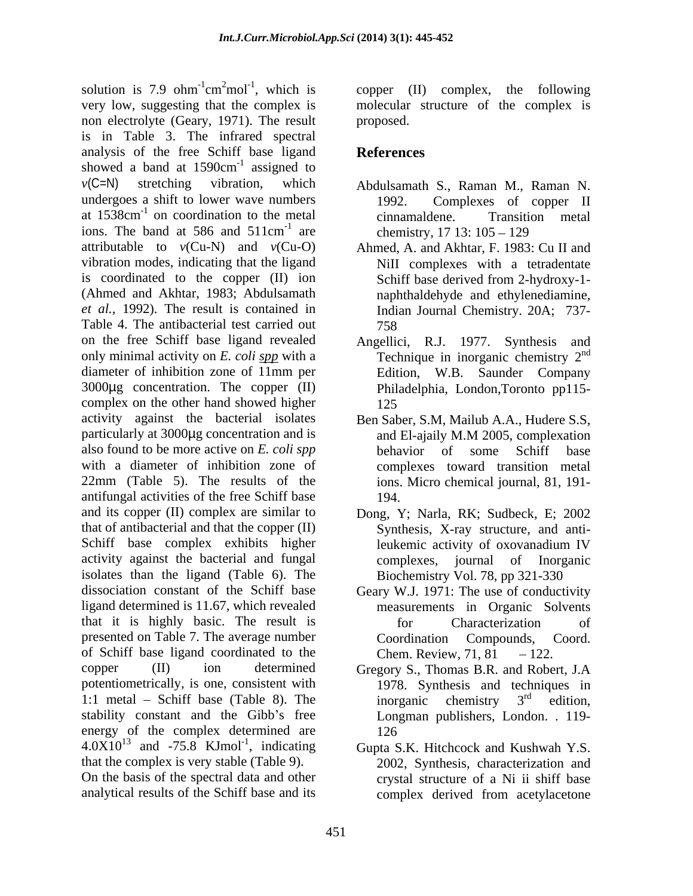solution is 7.9 $ohm^{-1}cm^2mol^{-1}$, which is very low, suggesting that the complex is non electrolyte (Geary, 1971). The result is in Table 3. The infrared spectral analysis of the free Schiff base ligand showed a band at $1590cm^{-1}$ assigned to $v$(C=N) stretching vibration, which undergoes a shift to lower wave numbers at $1538cm^{-1}$ on coordination to the metal ions. The band at 586 and $511cm^{-1}$ are attributable to $v$(Cu-N) and $v$(Cu-O) vibration modes, indicating that the ligand is coordinated to the copper (II) ion (Ahmed and Akhtar, 1983; Abdulsamath *et al.,* 1992). The result is contained in Table 4. The antibacterial test carried out on the free Schiff base ligand revealed only minimal activity on *E. coli spp* with a diameter of inhibition zone of 11mm per 3000μg concentration. The copper (II) complex on the other hand showed higher activity against the bacterial isolates particularly at 3000μg concentration and is also found to be more active on *E. coli spp* with a diameter of inhibition zone of 22mm (Table 5). The results of the antifungal activities of the free Schiff base and its copper (II) complex are similar to that of antibacterial and that the copper (II) Schiff base complex exhibits higher activity against the bacterial and fungal isolates than the ligand (Table 6). The dissociation constant of the Schiff base ligand determined is 11.67, which revealed that it is highly basic. The result is presented on Table 7. The average number of Schiff base ligand coordinated to the copper (II) ion determined potentiometrically, is one, consistent with 1:1 metal – Schiff base (Table 8). The stability constant and the Gibb's free energy of the complex determined are $4.0X10^{13}$ and -75.8 $KJmol^{-1}$, indicating that the complex is very stable (Table 9).

On the basis of the spectral data and other analytical results of the Schiff base and its copper (II) complex, the following molecular structure of the complex is proposed.

## References

Abdulsamath S., Raman M., Raman N. 1992. Complexes of copper II cinnamaldene. Transition metal chemistry, 17 13: 105 – 129

Ahmed, A. and Akhtar, F. 1983: Cu II and NiII complexes with a tetradentate Schiff base derived from 2-hydroxy-1-naphthaldehyde and ethylenediamine, Indian Journal Chemistry. 20A; 737-758

Angellici, R.J. 1977. Synthesis and Technique in inorganic chemistry 2nd Edition, W.B. Saunder Company Philadelphia, London,Toronto pp115-125

Ben Saber, S.M, Mailub A.A., Hudere S.S, and El-ajaily M.M 2005, complexation behavior of some Schiff base complexes toward transition metal ions. Micro chemical journal, 81, 191-194.

Dong, Y; Narla, RK; Sudbeck, E; 2002 Synthesis, X-ray structure, and anti-leukemic activity of oxovanadium IV complexes, journal of Inorganic Biochemistry Vol. 78, pp 321-330

Geary W.J. 1971: The use of conductivity measurements in Organic Solvents for Characterization of Coordination Compounds, Coord. Chem. Review, 71, 81 – 122.

Gregory S., Thomas B.R. and Robert, J.A 1978. Synthesis and techniques in inorganic chemistry 3rd edition, Longman publishers, London. . 119-126

Gupta S.K. Hitchcock and Kushwah Y.S. 2002, Synthesis, characterization and crystal structure of a Ni ii shiff base complex derived from acetylacetone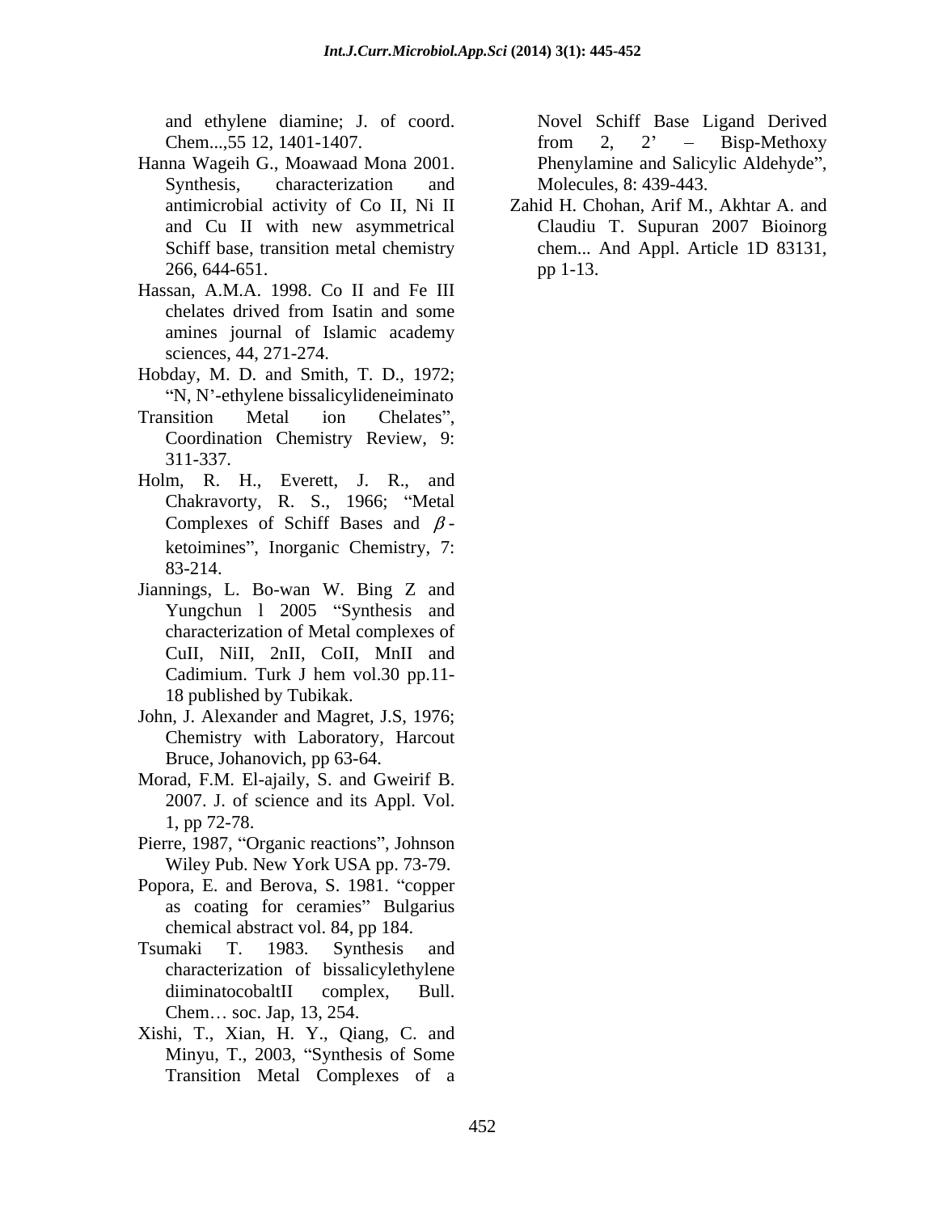and ethylene diamine; J. of coord. Chem...,55 12, 1401-1407.

Hanna Wageih G., Moawaad Mona 2001. Synthesis, characterization and antimicrobial activity of Co II, Ni II and Cu II with new asymmetrical Schiff base, transition metal chemistry 266, 644-651.

Hassan, A.M.A. 1998. Co II and Fe III chelates drived from Isatin and some amines journal of Islamic academy sciences, 44, 271-274.

Hobday, M. D. and Smith, T. D., 1972; "N, N'-ethylene bissalicylideneiminato Transition Metal ion Chelates", Coordination Chemistry Review, 9: 311-337.

Holm, R. H., Everett, J. R., and Chakravorty, R. S., 1966; "Metal Complexes of Schiff Bases and $\beta$-ketoimines", Inorganic Chemistry, 7: 83-214.

Jiannings, L. Bo-wan W. Bing Z and Yungchun l 2005 "Synthesis and characterization of Metal complexes of CuII, NiII, 2nII, CoII, MnII and Cadimium. Turk J hem vol.30 pp.11-18 published by Tubikak.

John, J. Alexander and Magret, J.S, 1976; Chemistry with Laboratory, Harcout Bruce, Johanovich, pp 63-64.

Morad, F.M. El-ajaily, S. and Gweirif B. 2007. J. of science and its Appl. Vol. 1, pp 72-78.

Pierre, 1987, "Organic reactions", Johnson Wiley Pub. New York USA pp. 73-79.

Popora, E. and Berova, S. 1981. "copper as coating for ceramies" Bulgarius chemical abstract vol. 84, pp 184.

Tsumaki T. 1983. Synthesis and characterization of bissalicylethylene diiminatocobaltII complex, Bull. Chem… soc. Jap, 13, 254.

Xishi, T., Xian, H. Y., Qiang, C. and Minyu, T., 2003, "Synthesis of Some Transition Metal Complexes of a Novel Schiff Base Ligand Derived from 2, 2' – Bisp-Methoxy Phenylamine and Salicylic Aldehyde", Molecules, 8: 439-443.

Zahid H. Chohan, Arif M., Akhtar A. and Claudiu T. Supuran 2007 Bioinorg chem... And Appl. Article 1D 83131, pp 1-13.